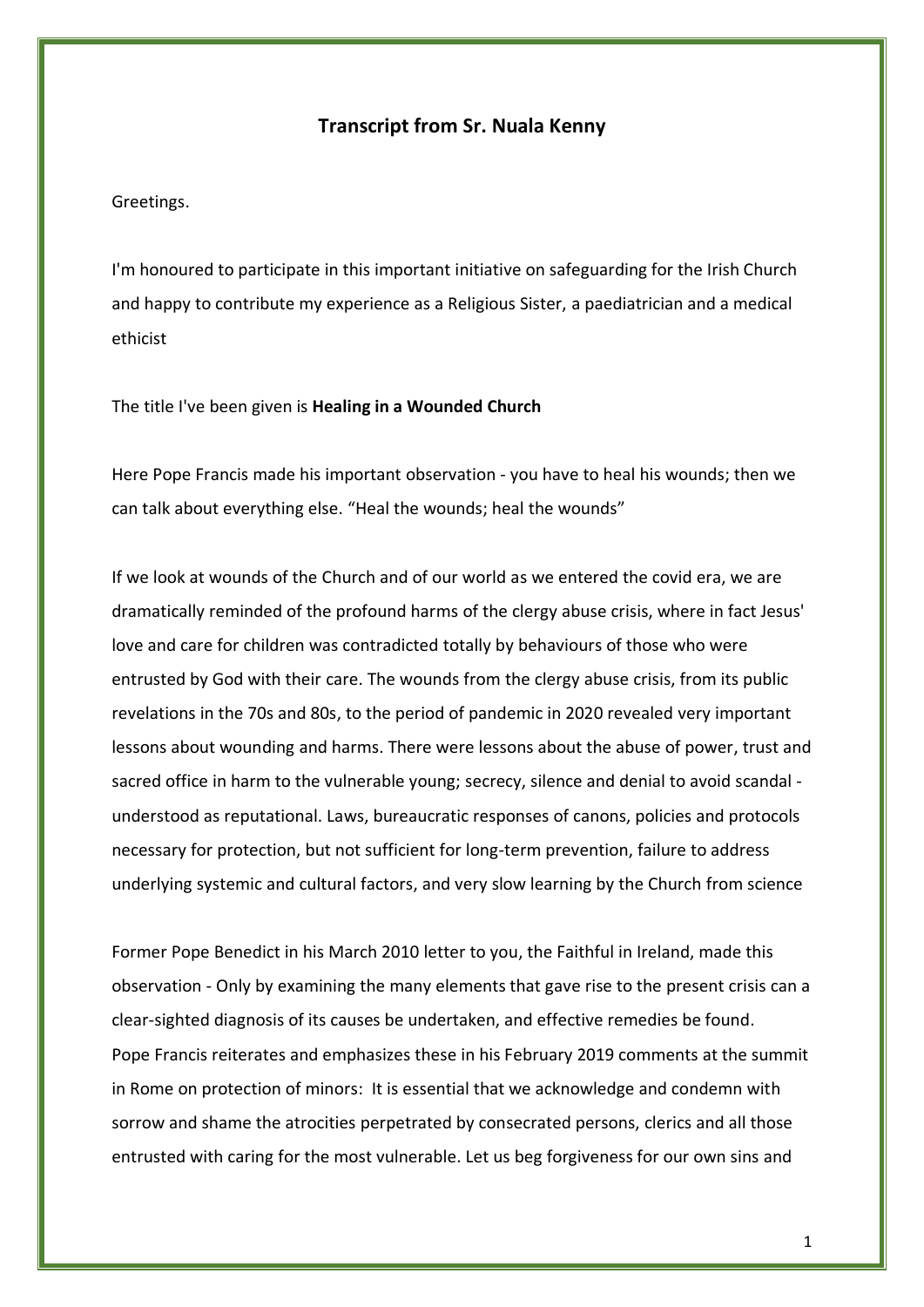## Transcript from Sr. Nuala Kenny

Greetings.

I'm honoured to participate in this important initiative on safeguarding for the Irish Church and happy to contribute my experience as a Religious Sister, a paediatrician and a medical ethicist

The title I've been given is **Healing in a Wounded Church**

Here Pope Francis made his important observation - you have to heal his wounds; then we can talk about everything else. “Heal the wounds; heal the wounds”

If we look at wounds of the Church and of our world as we entered the covid era, we are dramatically reminded of the profound harms of the clergy abuse crisis, where in fact Jesus' love and care for children was contradicted totally by behaviours of those who were entrusted by God with their care. The wounds from the clergy abuse crisis, from its public revelations in the 70s and 80s, to the period of pandemic in 2020 revealed very important lessons about wounding and harms. There were lessons about the abuse of power, trust and sacred office in harm to the vulnerable young; secrecy, silence and denial to avoid scandal - understood as reputational. Laws, bureaucratic responses of canons, policies and protocols necessary for protection, but not sufficient for long-term prevention, failure to address underlying systemic and cultural factors, and very slow learning by the Church from science

Former Pope Benedict in his March 2010 letter to you, the Faithful in Ireland, made this observation - Only by examining the many elements that gave rise to the present crisis can a clear-sighted diagnosis of its causes be undertaken, and effective remedies be found. Pope Francis reiterates and emphasizes these in his February 2019 comments at the summit in Rome on protection of minors: It is essential that we acknowledge and condemn with sorrow and shame the atrocities perpetrated by consecrated persons, clerics and all those entrusted with caring for the most vulnerable. Let us beg forgiveness for our own sins and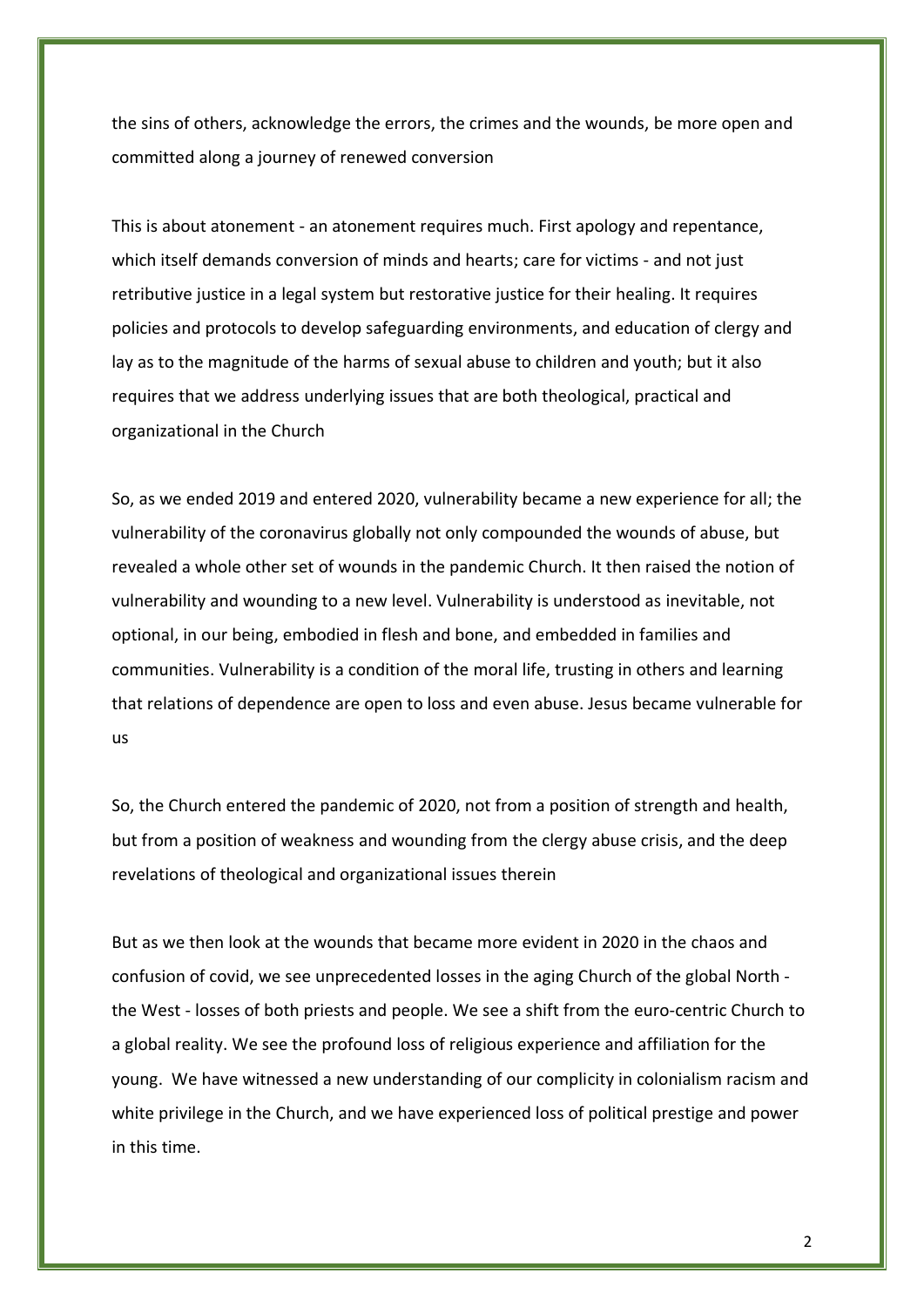the sins of others, acknowledge the errors, the crimes and the wounds, be more open and committed along a journey of renewed conversion

This is about atonement - an atonement requires much. First apology and repentance, which itself demands conversion of minds and hearts; care for victims - and not just retributive justice in a legal system but restorative justice for their healing. It requires policies and protocols to develop safeguarding environments, and education of clergy and lay as to the magnitude of the harms of sexual abuse to children and youth; but it also requires that we address underlying issues that are both theological, practical and organizational in the Church

So, as we ended 2019 and entered 2020, vulnerability became a new experience for all; the vulnerability of the coronavirus globally not only compounded the wounds of abuse, but revealed a whole other set of wounds in the pandemic Church. It then raised the notion of vulnerability and wounding to a new level. Vulnerability is understood as inevitable, not optional, in our being, embodied in flesh and bone, and embedded in families and communities. Vulnerability is a condition of the moral life, trusting in others and learning that relations of dependence are open to loss and even abuse. Jesus became vulnerable for us

So, the Church entered the pandemic of 2020, not from a position of strength and health, but from a position of weakness and wounding from the clergy abuse crisis, and the deep revelations of theological and organizational issues therein

But as we then look at the wounds that became more evident in 2020 in the chaos and confusion of covid, we see unprecedented losses in the aging Church of the global North - the West - losses of both priests and people. We see a shift from the euro-centric Church to a global reality. We see the profound loss of religious experience and affiliation for the young. We have witnessed a new understanding of our complicity in colonialism racism and white privilege in the Church, and we have experienced loss of political prestige and power in this time.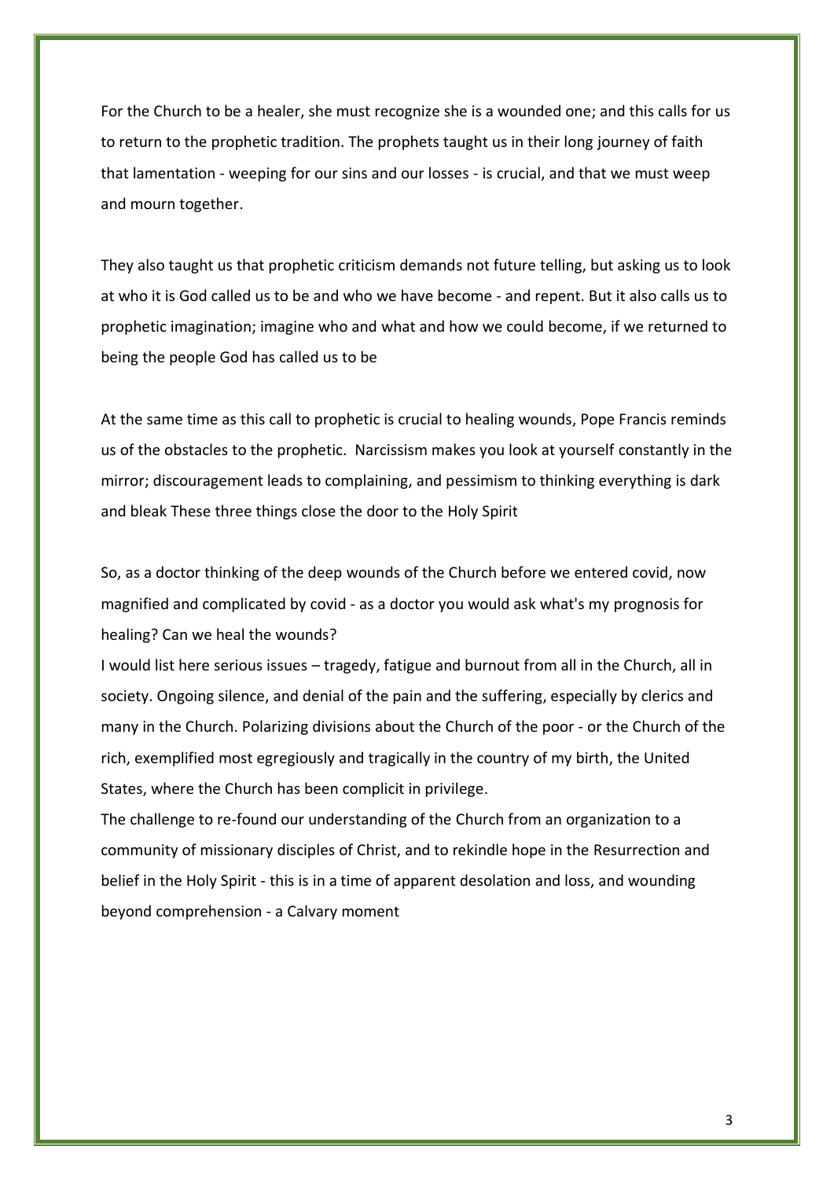For the Church to be a healer, she must recognize she is a wounded one; and this calls for us to return to the prophetic tradition. The prophets taught us in their long journey of faith that lamentation - weeping for our sins and our losses - is crucial, and that we must weep and mourn together.

They also taught us that prophetic criticism demands not future telling, but asking us to look at who it is God called us to be and who we have become - and repent. But it also calls us to prophetic imagination; imagine who and what and how we could become, if we returned to being the people God has called us to be

At the same time as this call to prophetic is crucial to healing wounds, Pope Francis reminds us of the obstacles to the prophetic. Narcissism makes you look at yourself constantly in the mirror; discouragement leads to complaining, and pessimism to thinking everything is dark and bleak These three things close the door to the Holy Spirit

So, as a doctor thinking of the deep wounds of the Church before we entered covid, now magnified and complicated by covid - as a doctor you would ask what's my prognosis for healing? Can we heal the wounds?

I would list here serious issues – tragedy, fatigue and burnout from all in the Church, all in society. Ongoing silence, and denial of the pain and the suffering, especially by clerics and many in the Church. Polarizing divisions about the Church of the poor - or the Church of the rich, exemplified most egregiously and tragically in the country of my birth, the United States, where the Church has been complicit in privilege.

The challenge to re-found our understanding of the Church from an organization to a community of missionary disciples of Christ, and to rekindle hope in the Resurrection and belief in the Holy Spirit - this is in a time of apparent desolation and loss, and wounding beyond comprehension - a Calvary moment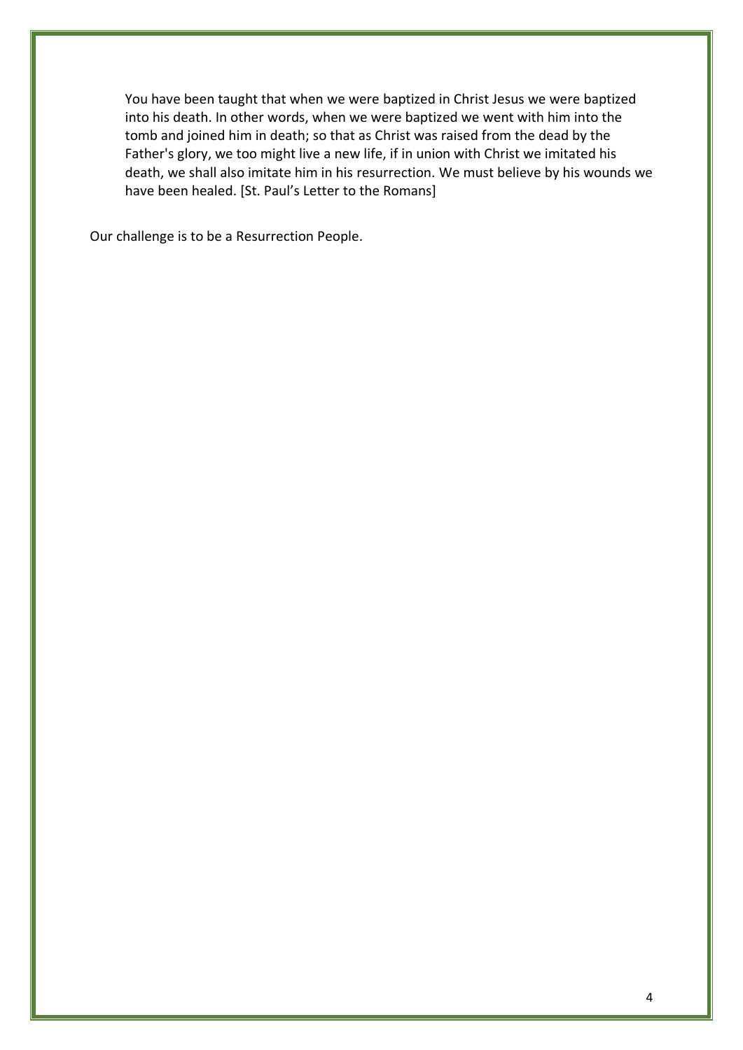> You have been taught that when we were baptized in Christ Jesus we were baptized into his death. In other words, when we were baptized we went with him into the tomb and joined him in death; so that as Christ was raised from the dead by the Father's glory, we too might live a new life, if in union with Christ we imitated his death, we shall also imitate him in his resurrection. We must believe by his wounds we have been healed. [St. Paul's Letter to the Romans]

Our challenge is to be a Resurrection People.